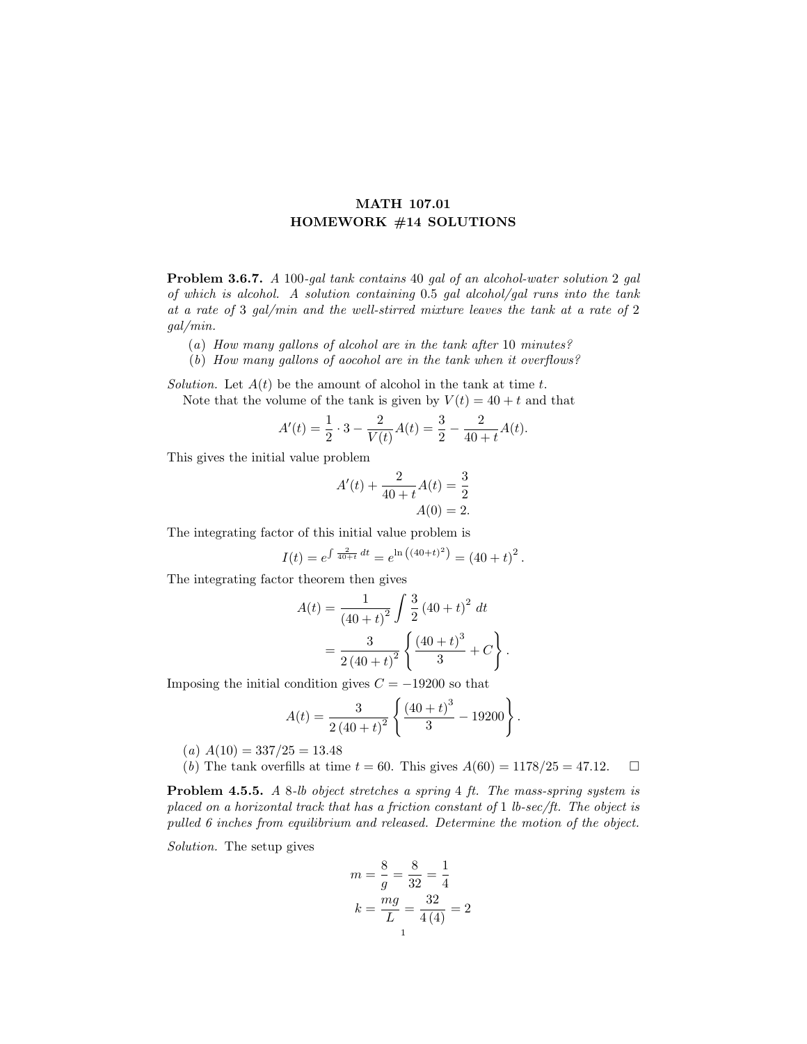# MATH 107.01
## HOMEWORK #14 SOLUTIONS

**Problem 3.6.7.** *A* 100*-gal tank contains* 40 *gal of an alcohol-water solution* 2 *gal of which is alcohol. A solution containing* 0.5 *gal alcohol/gal runs into the tank at a rate of* 3 *gal/min and the well-stirred mixture leaves the tank at a rate of* 2 *gal/min.*

(*a*) *How many gallons of alcohol are in the tank after* 10 *minutes?*
(*b*) *How many gallons of aocohol are in the tank when it overflows?*

*Solution.* Let $A(t)$ be the amount of alcohol in the tank at time $t$.

Note that the volume of the tank is given by $V(t) = 40 + t$ and that

$$A'(t) = \frac{1}{2} \cdot 3 - \frac{2}{V(t)} A(t) = \frac{3}{2} - \frac{2}{40+t} A(t).$$

This gives the initial value problem

$$A'(t) + \frac{2}{40+t} A(t) = \frac{3}{2}$$
$$A(0) = 2.$$

The integrating factor of this initial value problem is

$$I(t) = e^{\int \frac{2}{40+t}\, dt} = e^{\ln\left((40+t)^2\right)} = (40+t)^2.$$

The integrating factor theorem then gives

$$\begin{aligned} A(t) &= \frac{1}{(40+t)^2} \int \frac{3}{2} (40+t)^2 \, dt \\ &= \frac{3}{2(40+t)^2} \left\{ \frac{(40+t)^3}{3} + C \right\}. \end{aligned}$$

Imposing the initial condition gives $C = -19200$ so that

$$A(t) = \frac{3}{2(40+t)^2} \left\{ \frac{(40+t)^3}{3} - 19200 \right\}.$$

(*a*) $A(10) = 337/25 = 13.48$
(*b*) The tank overfills at time $t = 60$. This gives $A(60) = 1178/25 = 47.12$. □

**Problem 4.5.5.** *A* 8*-lb object stretches a spring* 4 *ft. The mass-spring system is placed on a horizontal track that has a friction constant of* 1 *lb-sec/ft. The object is pulled* 6 *inches from equilibrium and released. Determine the motion of the object.*

*Solution.* The setup gives

$$m = \frac{8}{g} = \frac{8}{32} = \frac{1}{4}$$
$$k = \frac{mg}{L} = \frac{32}{4(4)} = 2$$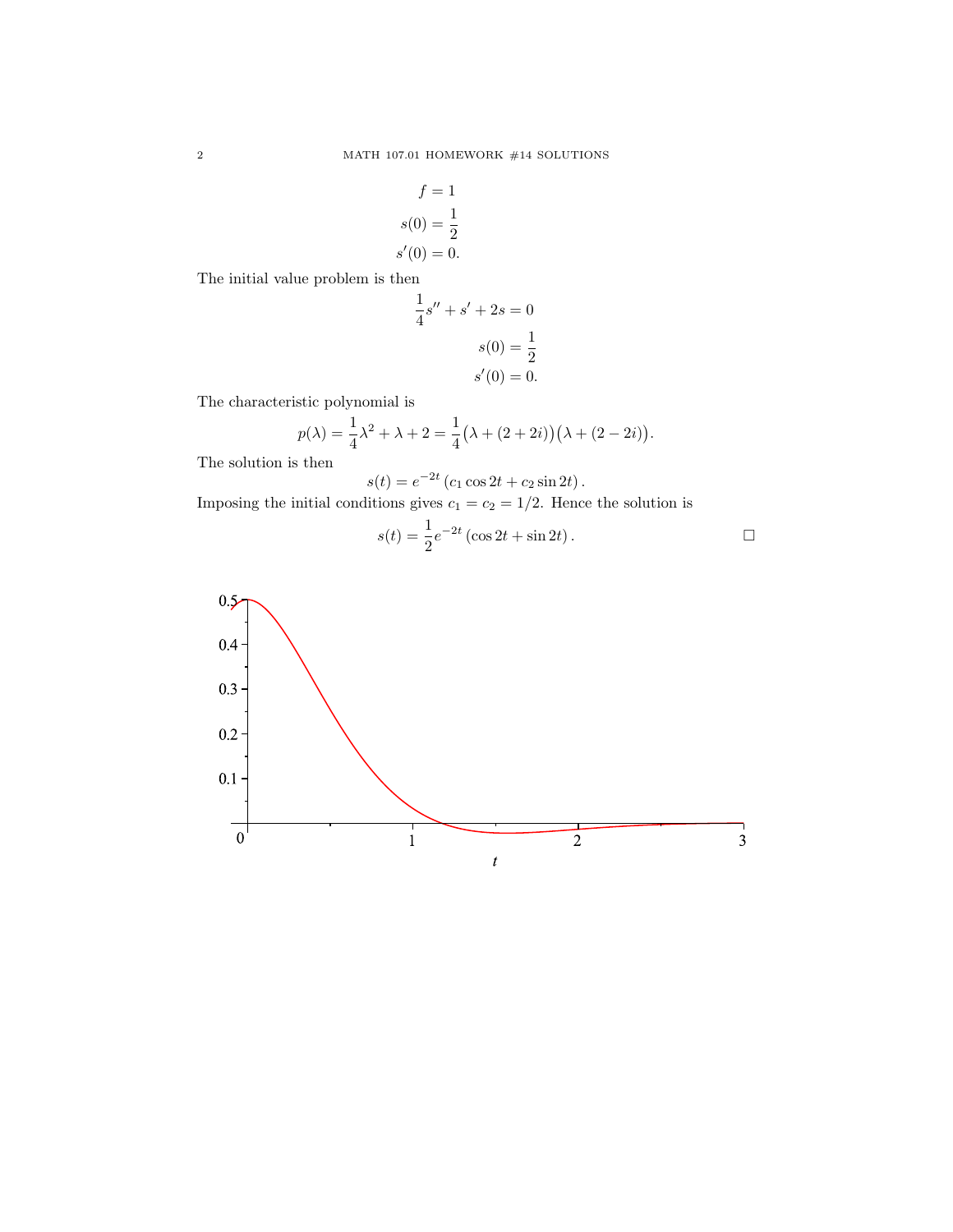$$f = 1$$
$$s(0) = \frac{1}{2}$$
$$s'(0) = 0.$$

The initial value problem is then

$$\frac{1}{4}s'' + s' + 2s = 0$$
$$s(0) = \frac{1}{2}$$
$$s'(0) = 0.$$

The characteristic polynomial is

$$p(\lambda) = \frac{1}{4}\lambda^2 + \lambda + 2 = \frac{1}{4}\big(\lambda + (2+2i)\big)\big(\lambda + (2-2i)\big).$$

The solution is then

$$s(t) = e^{-2t}\left(c_1 \cos 2t + c_2 \sin 2t\right).$$

Imposing the initial conditions gives $c_1 = c_2 = 1/2$. Hence the solution is

$$s(t) = \frac{1}{2}e^{-2t}\left(\cos 2t + \sin 2t\right).$$

□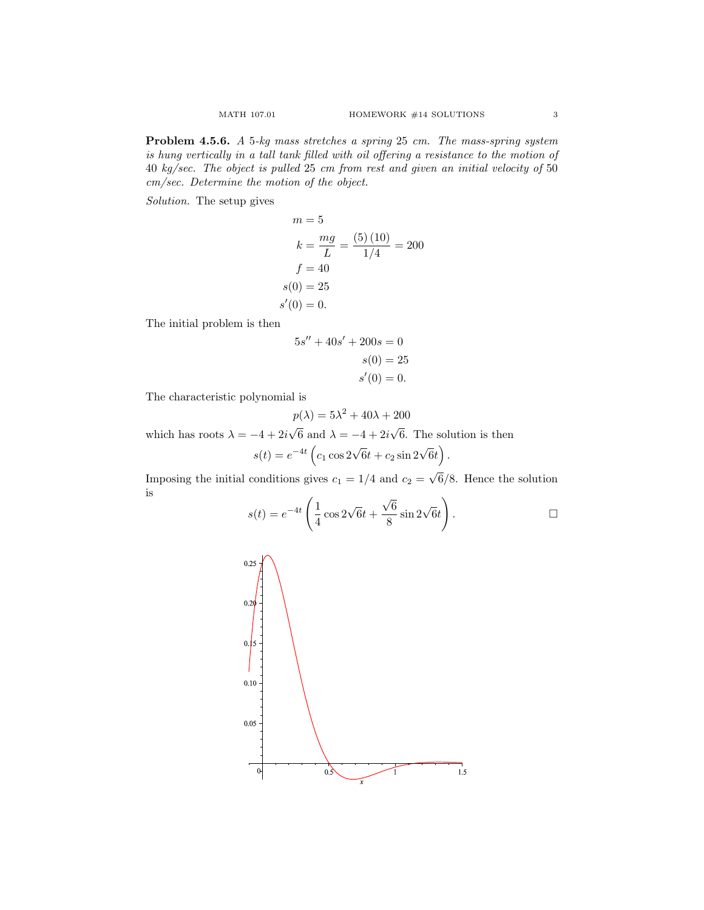**Problem 4.5.6.** *A 5-kg mass stretches a spring 25 cm. The mass-spring system is hung vertically in a tall tank filled with oil offering a resistance to the motion of 40 kg/sec. The object is pulled 25 cm from rest and given an initial velocity of 50 cm/sec. Determine the motion of the object.*

*Solution.* The setup gives

$$\begin{aligned} m &= 5 \\ k &= \frac{mg}{L} = \frac{(5)(10)}{1/4} = 200 \\ f &= 40 \\ s(0) &= 25 \\ s'(0) &= 0. \end{aligned}$$

The initial problem is then

$$\begin{aligned} 5s'' + 40s' + 200s &= 0 \\ s(0) &= 25 \\ s'(0) &= 0. \end{aligned}$$

The characteristic polynomial is

$$p(\lambda) = 5\lambda^2 + 40\lambda + 200$$

which has roots $\lambda = -4 + 2i\sqrt{6}$ and $\lambda = -4 + 2i\sqrt{6}$. The solution is then

$$s(t) = e^{-4t}\left(c_1 \cos 2\sqrt{6}t + c_2 \sin 2\sqrt{6}t\right).$$

Imposing the initial conditions gives $c_1 = 1/4$ and $c_2 = \sqrt{6}/8$. Hence the solution is

$$s(t) = e^{-4t}\left(\frac{1}{4}\cos 2\sqrt{6}t + \frac{\sqrt{6}}{8}\sin 2\sqrt{6}t\right).$$

□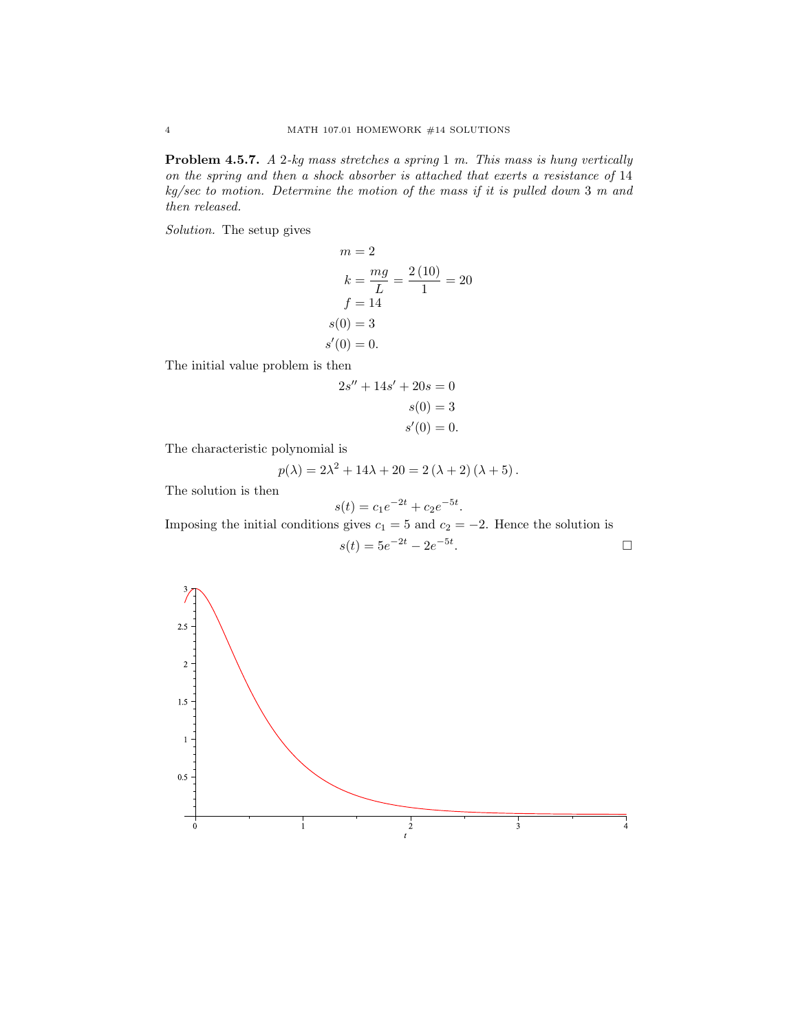**Problem 4.5.7.** *A 2-kg mass stretches a spring 1 m. This mass is hung vertically on the spring and then a shock absorber is attached that exerts a resistance of 14 kg/sec to motion. Determine the motion of the mass if it is pulled down 3 m and then released.*

*Solution.* The setup gives

$$\begin{aligned} m &= 2 \\ k &= \frac{mg}{L} = \frac{2\,(10)}{1} = 20 \\ f &= 14 \\ s(0) &= 3 \\ s'(0) &= 0. \end{aligned}$$

The initial value problem is then

$$\begin{aligned} 2s'' + 14s' + 20s &= 0 \\ s(0) &= 3 \\ s'(0) &= 0. \end{aligned}$$

The characteristic polynomial is

$$p(\lambda) = 2\lambda^2 + 14\lambda + 20 = 2\,(\lambda + 2)\,(\lambda + 5)\,.$$

The solution is then

$$s(t) = c_1 e^{-2t} + c_2 e^{-5t}.$$

Imposing the initial conditions gives $c_1 = 5$ and $c_2 = -2$. Hence the solution is

$$s(t) = 5e^{-2t} - 2e^{-5t}.$$

□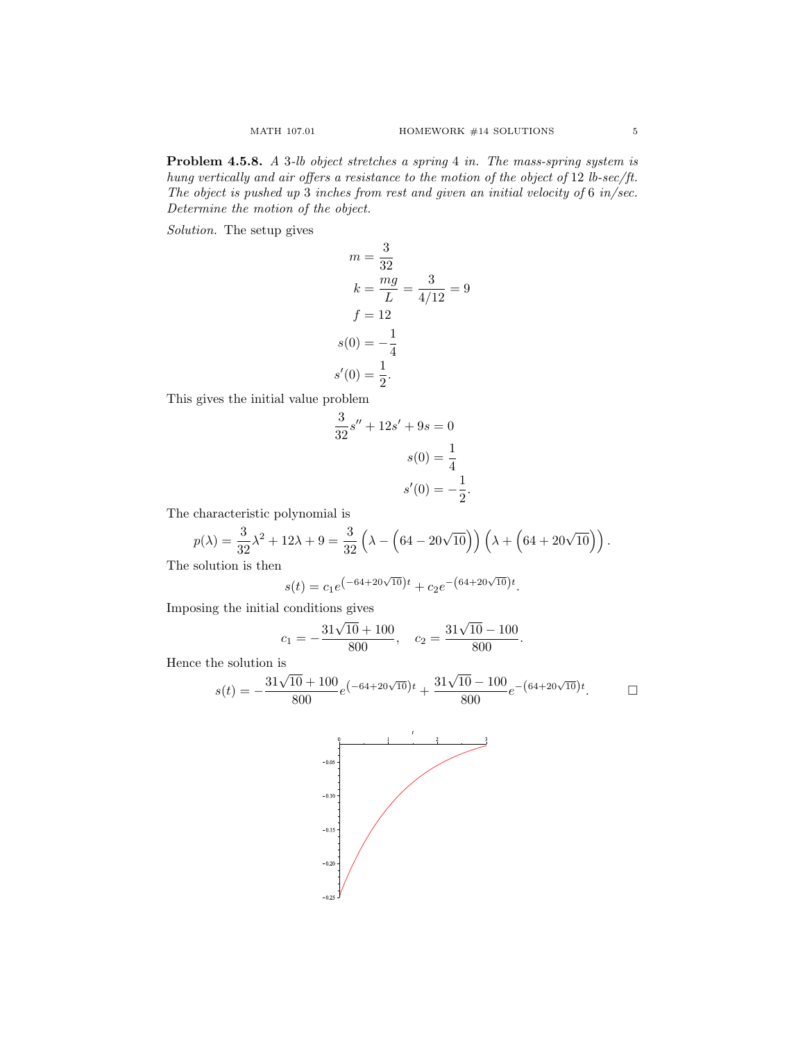**Problem 4.5.8.** *A 3-lb object stretches a spring 4 in. The mass-spring system is hung vertically and air offers a resistance to the motion of the object of 12 lb-sec/ft. The object is pushed up 3 inches from rest and given an initial velocity of 6 in/sec. Determine the motion of the object.*

*Solution.* The setup gives

$$
\begin{aligned}
m &= \frac{3}{32} \\
k &= \frac{mg}{L} = \frac{3}{4/12} = 9 \\
f &= 12 \\
s(0) &= -\frac{1}{4} \\
s'(0) &= \frac{1}{2}.
\end{aligned}
$$

This gives the initial value problem

$$
\begin{aligned}
\frac{3}{32}s'' + 12s' + 9s = 0 \\
s(0) = \frac{1}{4} \\
s'(0) = -\frac{1}{2}.
\end{aligned}
$$

The characteristic polynomial is

$$
p(\lambda) = \frac{3}{32}\lambda^2 + 12\lambda + 9 = \frac{3}{32}\left(\lambda - \left(64 - 20\sqrt{10}\right)\right)\left(\lambda + \left(64 + 20\sqrt{10}\right)\right).
$$

The solution is then

$$
s(t) = c_1 e^{\left(-64+20\sqrt{10}\right)t} + c_2 e^{-\left(64+20\sqrt{10}\right)t}.
$$

Imposing the initial conditions gives

$$
c_1 = -\frac{31\sqrt{10}+100}{800}, \quad c_2 = \frac{31\sqrt{10}-100}{800}.
$$

Hence the solution is

$$
s(t) = -\frac{31\sqrt{10}+100}{800}e^{\left(-64+20\sqrt{10}\right)t} + \frac{31\sqrt{10}-100}{800}e^{-\left(64+20\sqrt{10}\right)t}.
$$

□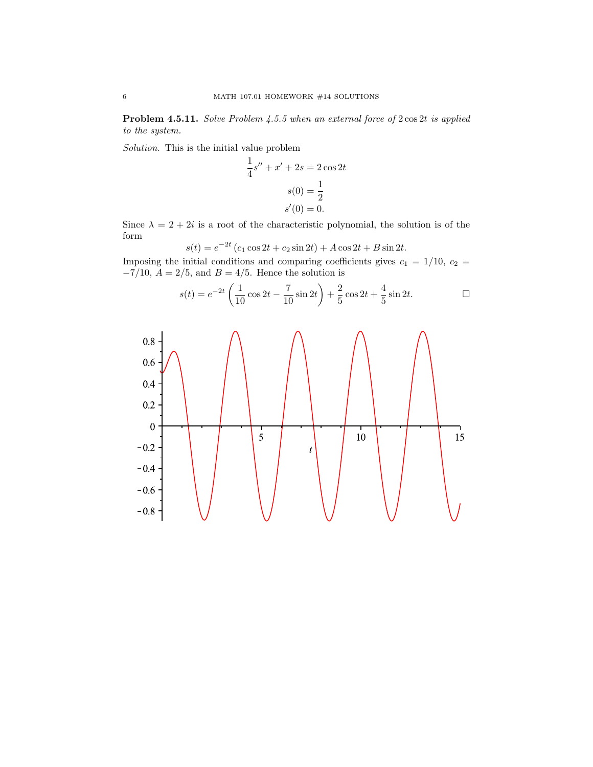**Problem 4.5.11.** *Solve Problem 4.5.5 when an external force of* $2\cos 2t$ *is applied to the system.*

*Solution.* This is the initial value problem

$$\frac{1}{4}s'' + x' + 2s = 2\cos 2t$$

$$s(0) = \frac{1}{2}$$

$$s'(0) = 0.$$

Since $\lambda = 2 + 2i$ is a root of the characteristic polynomial, the solution is of the form

$$s(t) = e^{-2t}\left(c_1 \cos 2t + c_2 \sin 2t\right) + A\cos 2t + B\sin 2t.$$

Imposing the initial conditions and comparing coefficients gives $c_1 = 1/10$, $c_2 = -7/10$, $A = 2/5$, and $B = 4/5$. Hence the solution is

$$s(t) = e^{-2t}\left(\frac{1}{10}\cos 2t - \frac{7}{10}\sin 2t\right) + \frac{2}{5}\cos 2t + \frac{4}{5}\sin 2t. \qquad \square$$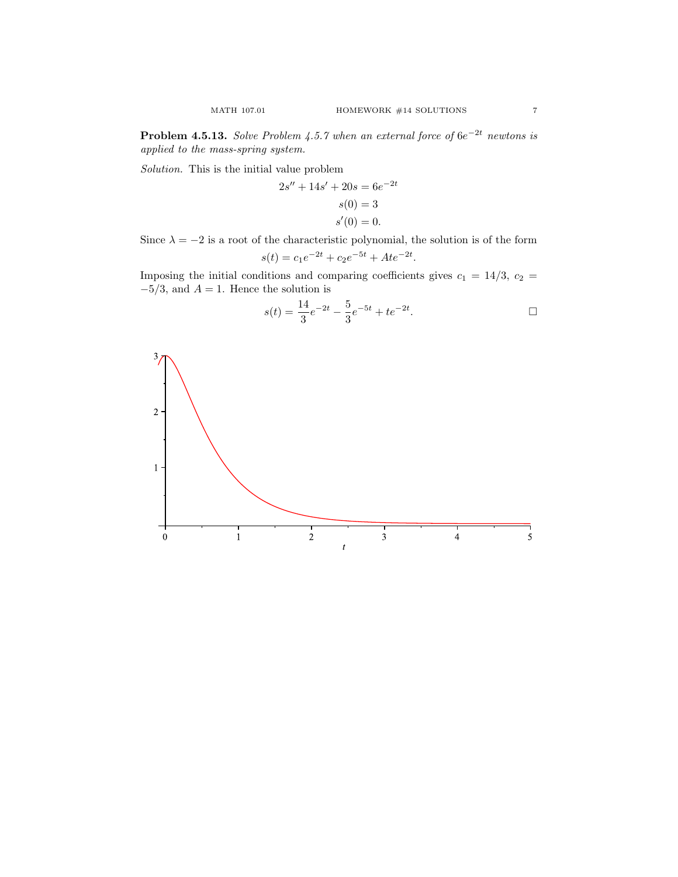**Problem 4.5.13.** *Solve Problem 4.5.7 when an external force of* $6e^{-2t}$ *newtons is applied to the mass-spring system.*

*Solution.* This is the initial value problem

$$2s'' + 14s' + 20s = 6e^{-2t}$$
$$s(0) = 3$$
$$s'(0) = 0.$$

Since $\lambda = -2$ is a root of the characteristic polynomial, the solution is of the form

$$s(t) = c_1 e^{-2t} + c_2 e^{-5t} + Ate^{-2t}.$$

Imposing the initial conditions and comparing coefficients gives $c_1 = 14/3$, $c_2 = -5/3$, and $A = 1$. Hence the solution is

$$s(t) = \frac{14}{3}e^{-2t} - \frac{5}{3}e^{-5t} + te^{-2t}.$$

□

3
2
1
0
1
2
3
4
5
$t$